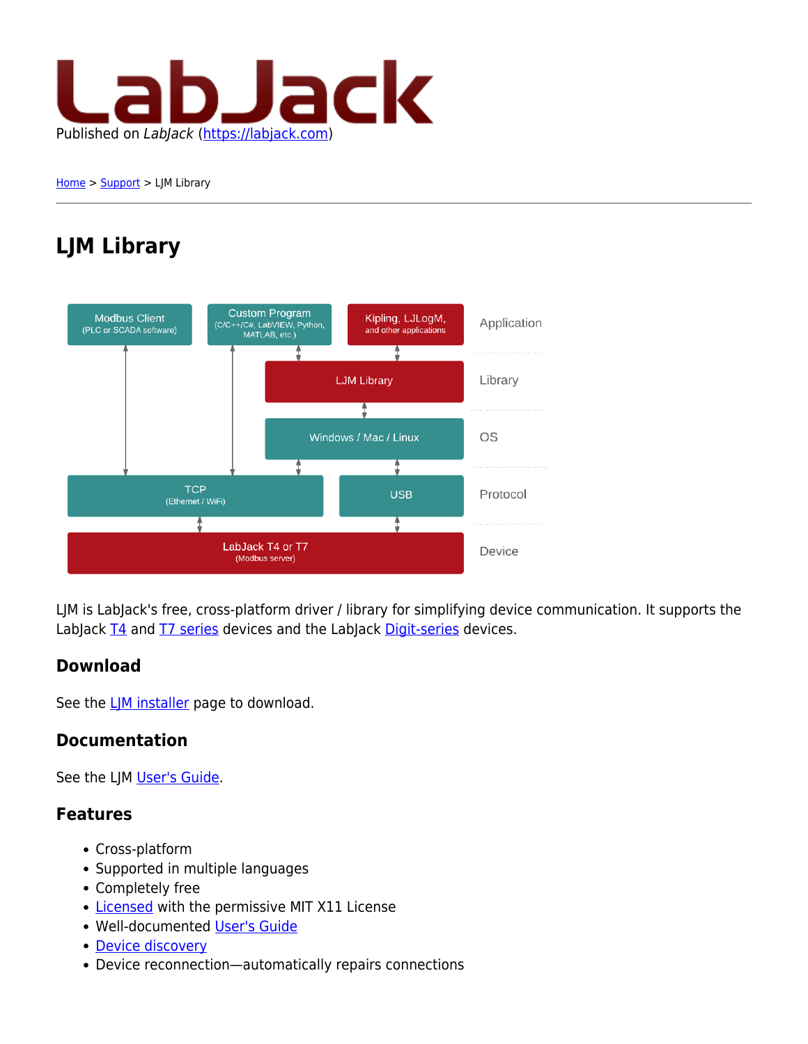Published on *LabJack* (https://labjack.com)

Home > Support > LJM Library

# LJM Library

LJM is LabJack's free, cross-platform driver / library for simplifying device communication. It supports the LabJack T4 and T7 series devices and the LabJack Digit-series devices.

## Download

See the LJM installer page to download.

## Documentation

See the LJM User's Guide.

## Features

- Cross-platform
- Supported in multiple languages
- Completely free
- Licensed with the permissive MIT X11 License
- Well-documented User's Guide
- Device discovery
- Device reconnection—automatically repairs connections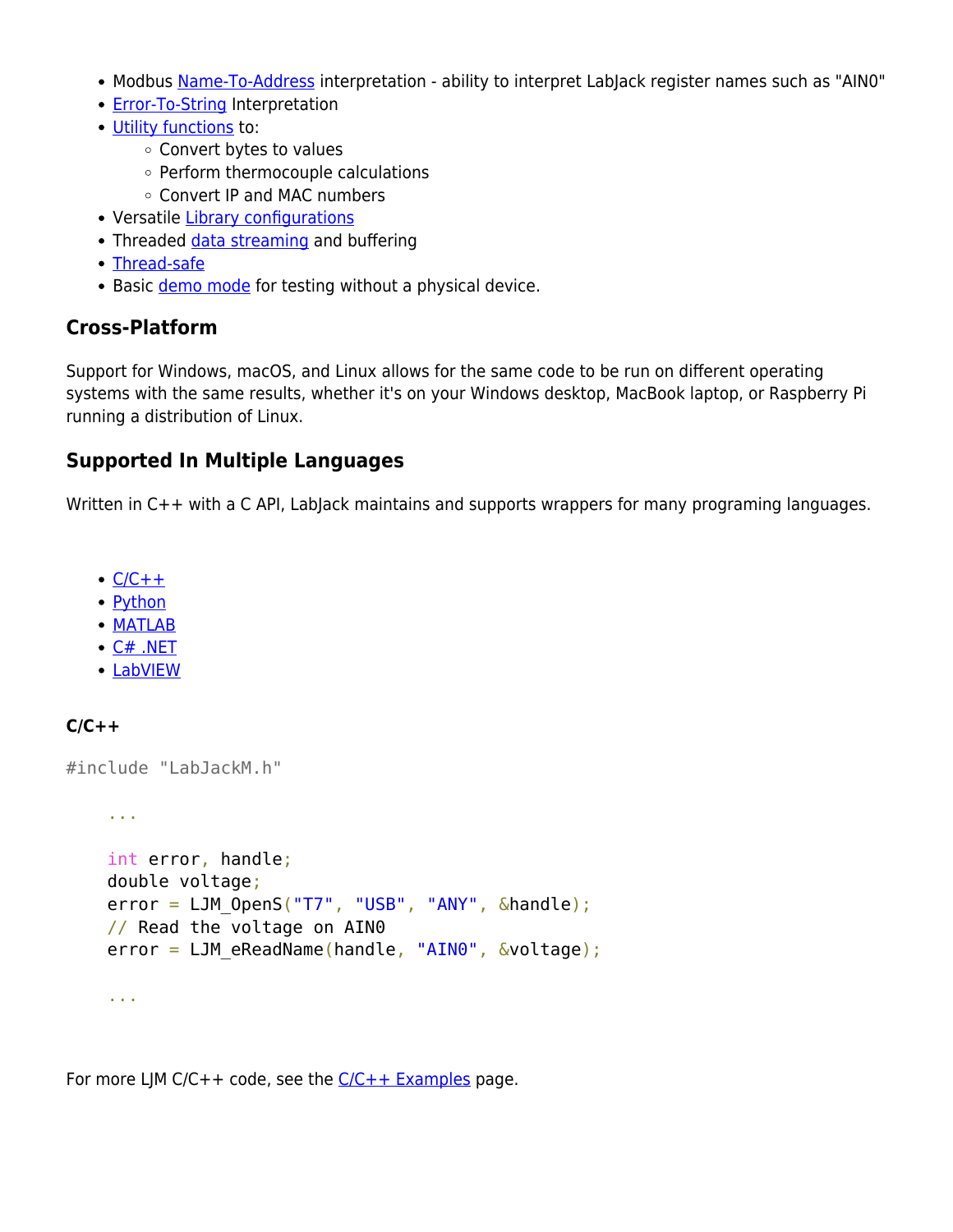- Modbus Name-To-Address interpretation - ability to interpret LabJack register names such as "AIN0"
- Error-To-String Interpretation
- Utility functions to:
  - Convert bytes to values
  - Perform thermocouple calculations
  - Convert IP and MAC numbers
- Versatile Library configurations
- Threaded data streaming and buffering
- Thread-safe
- Basic demo mode for testing without a physical device.

## Cross-Platform

Support for Windows, macOS, and Linux allows for the same code to be run on different operating systems with the same results, whether it's on your Windows desktop, MacBook laptop, or Raspberry Pi running a distribution of Linux.

## Supported In Multiple Languages

Written in C++ with a C API, LabJack maintains and supports wrappers for many programing languages.

- C/C++
- Python
- MATLAB
- C# .NET
- LabVIEW

### C/C++

```
#include "LabJackM.h"

    ...

    int error, handle;
    double voltage;
    error = LJM_OpenS("T7", "USB", "ANY", &handle);
    // Read the voltage on AIN0
    error = LJM_eReadName(handle, "AIN0", &voltage);

    ...
```

For more LJM C/C++ code, see the C/C++ Examples page.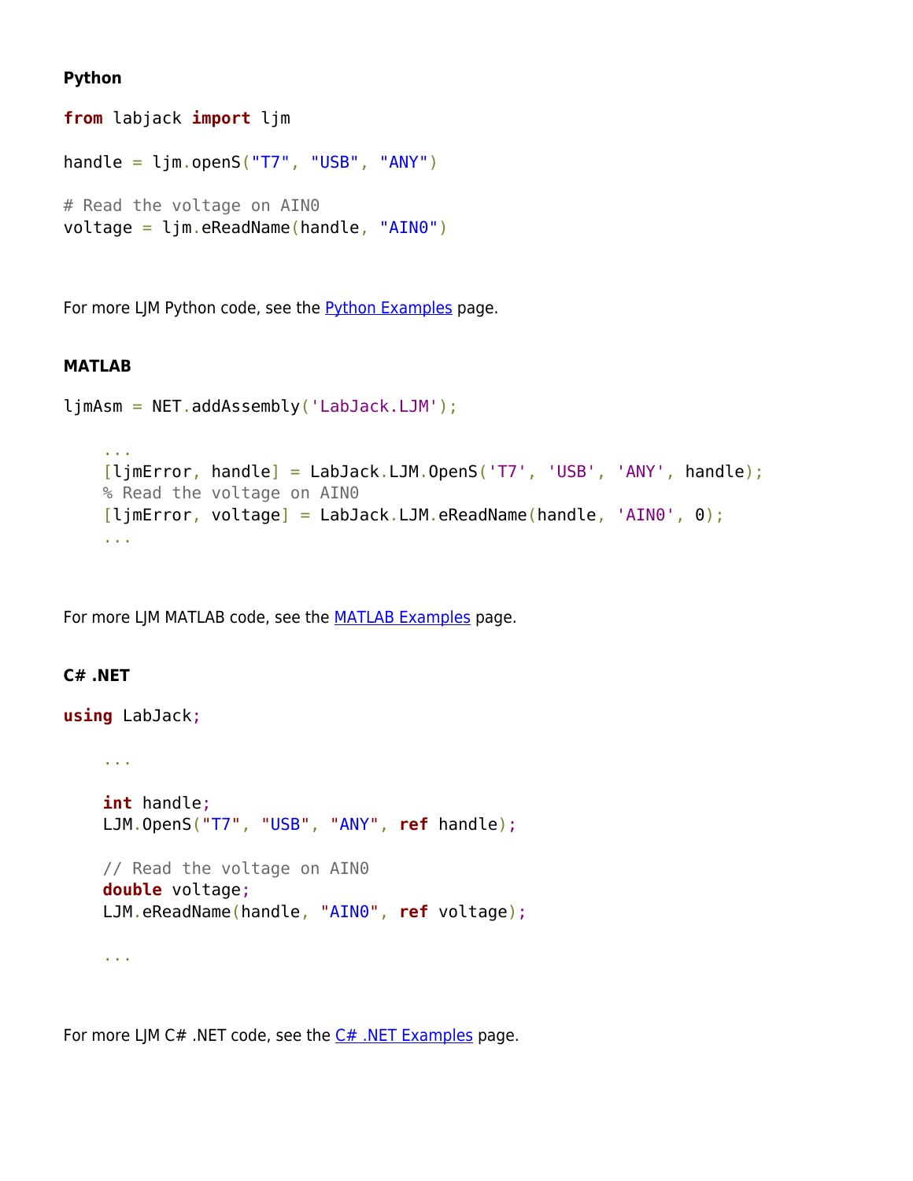**Python**

```python
from labjack import ljm

handle = ljm.openS("T7", "USB", "ANY")

# Read the voltage on AIN0
voltage = ljm.eReadName(handle, "AIN0")
```

For more LJM Python code, see the Python Examples page.

**MATLAB**

```matlab
ljmAsm = NET.addAssembly('LabJack.LJM');

    ...
    [ljmError, handle] = LabJack.LJM.OpenS('T7', 'USB', 'ANY', handle);
    % Read the voltage on AIN0
    [ljmError, voltage] = LabJack.LJM.eReadName(handle, 'AIN0', 0);
    ...
```

For more LJM MATLAB code, see the MATLAB Examples page.

**C# .NET**

```csharp
using LabJack;

    ...

    int handle;
    LJM.OpenS("T7", "USB", "ANY", ref handle);

    // Read the voltage on AIN0
    double voltage;
    LJM.eReadName(handle, "AIN0", ref voltage);

    ...
```

For more LJM C# .NET code, see the C# .NET Examples page.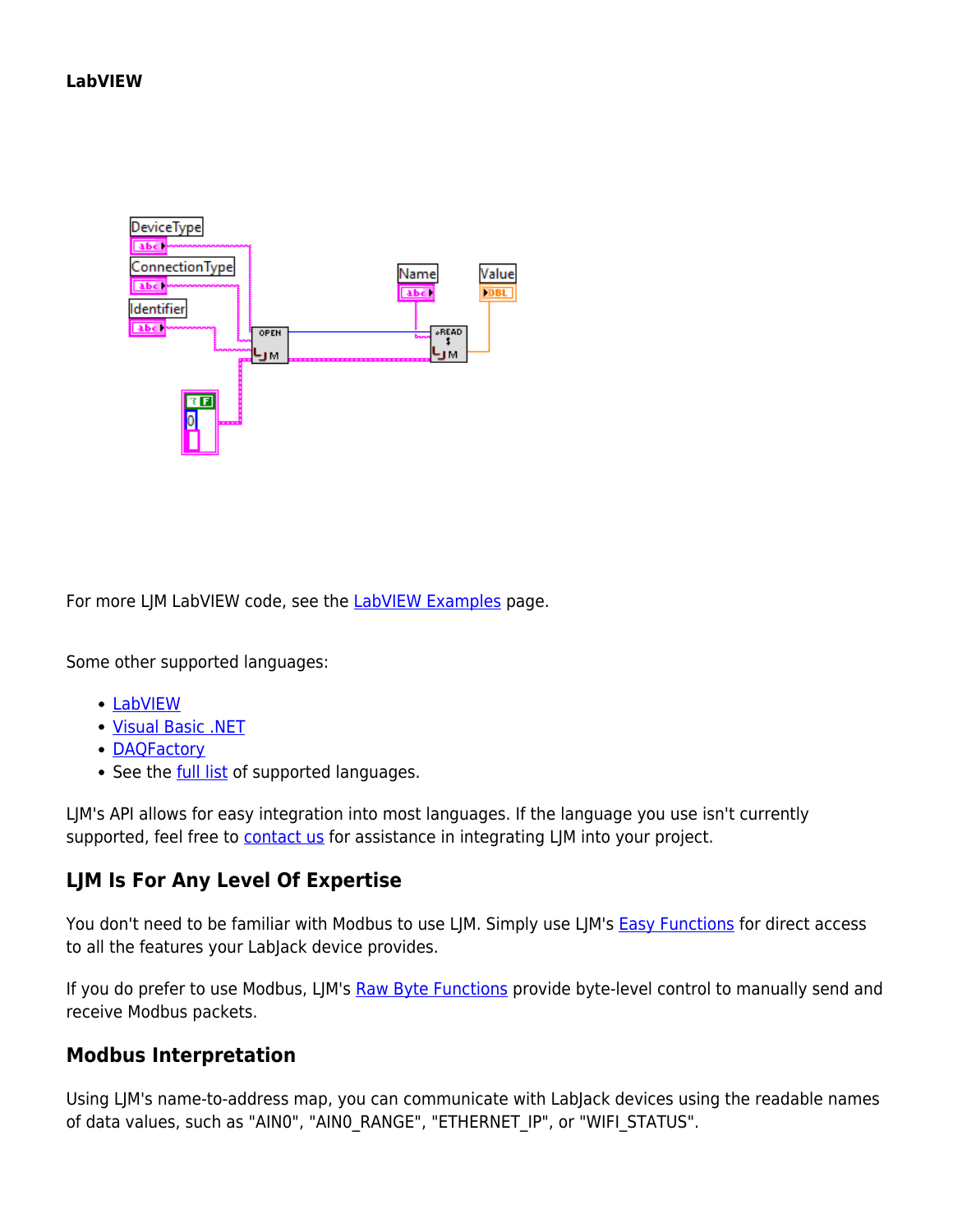**LabVIEW**

For more LJM LabVIEW code, see the LabVIEW Examples page.

Some other supported languages:

- LabVIEW
- Visual Basic .NET
- DAQFactory
- See the full list of supported languages.

LJM's API allows for easy integration into most languages. If the language you use isn't currently supported, feel free to contact us for assistance in integrating LJM into your project.

## LJM Is For Any Level Of Expertise

You don't need to be familiar with Modbus to use LJM. Simply use LJM's Easy Functions for direct access to all the features your LabJack device provides.

If you do prefer to use Modbus, LJM's Raw Byte Functions provide byte-level control to manually send and receive Modbus packets.

## Modbus Interpretation

Using LJM's name-to-address map, you can communicate with LabJack devices using the readable names of data values, such as "AIN0", "AIN0_RANGE", "ETHERNET_IP", or "WIFI_STATUS".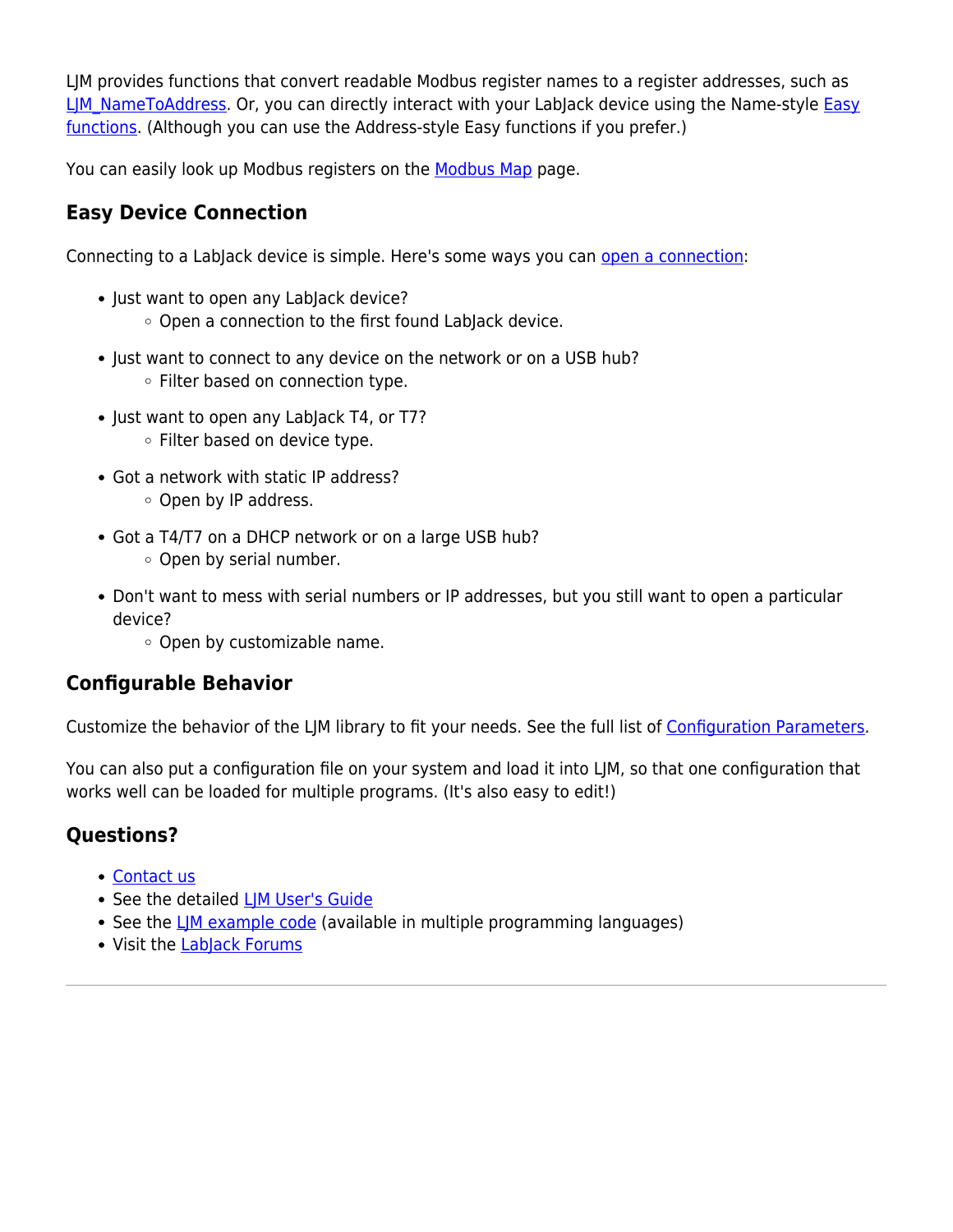LJM provides functions that convert readable Modbus register names to a register addresses, such as LJM_NameToAddress. Or, you can directly interact with your LabJack device using the Name-style Easy functions. (Although you can use the Address-style Easy functions if you prefer.)

You can easily look up Modbus registers on the Modbus Map page.

## Easy Device Connection

Connecting to a LabJack device is simple. Here's some ways you can open a connection:

- Just want to open any LabJack device?
  - Open a connection to the first found LabJack device.
- Just want to connect to any device on the network or on a USB hub?
  - Filter based on connection type.
- Just want to open any LabJack T4, or T7?
  - Filter based on device type.
- Got a network with static IP address?
  - Open by IP address.
- Got a T4/T7 on a DHCP network or on a large USB hub?
  - Open by serial number.
- Don't want to mess with serial numbers or IP addresses, but you still want to open a particular device?
  - Open by customizable name.

## Configurable Behavior

Customize the behavior of the LJM library to fit your needs. See the full list of Configuration Parameters.

You can also put a configuration file on your system and load it into LJM, so that one configuration that works well can be loaded for multiple programs. (It's also easy to edit!)

## Questions?

- Contact us
- See the detailed LJM User's Guide
- See the LJM example code (available in multiple programming languages)
- Visit the LabJack Forums